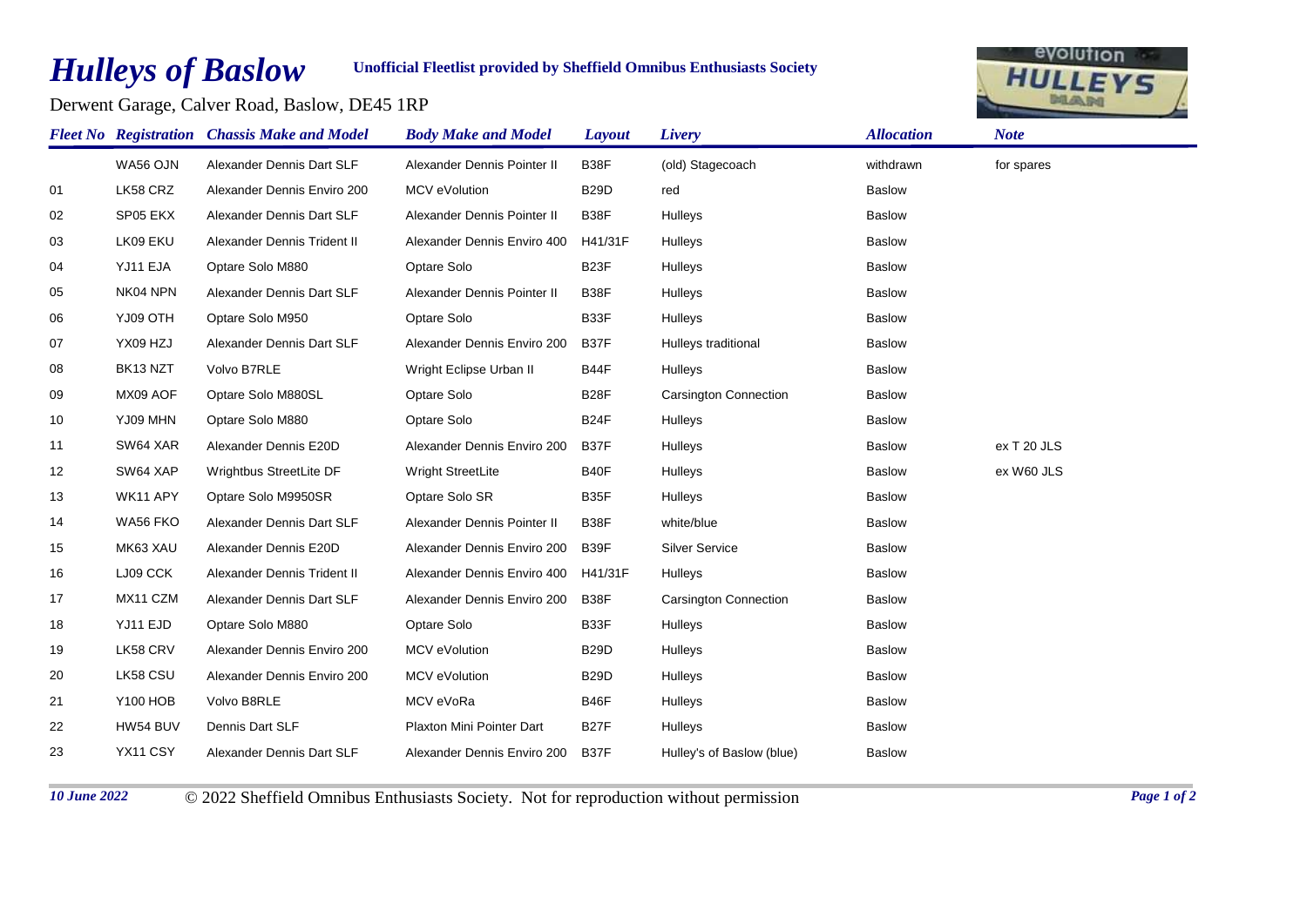# *Hulleys of Baslow*

**Unofficial Fleetlist provided by Sheffield Omnibus Enthusiasts Society**

Derwent Garage, Calver Road, Baslow, DE45 1RP

| *Fleet No* | *Registration* | *Chassis Make and Model* | *Body Make and Model* | *Layout* | *Livery* | *Allocation* | *Note* |
|---|---|---|---|---|---|---|---|
| | WA56 OJN | Alexander Dennis Dart SLF | Alexander Dennis Pointer II | B38F | (old) Stagecoach | withdrawn | for spares |
| 01 | LK58 CRZ | Alexander Dennis Enviro 200 | MCV eVolution | B29D | red | Baslow | |
| 02 | SP05 EKX | Alexander Dennis Dart SLF | Alexander Dennis Pointer II | B38F | Hulleys | Baslow | |
| 03 | LK09 EKU | Alexander Dennis Trident II | Alexander Dennis Enviro 400 | H41/31F | Hulleys | Baslow | |
| 04 | YJ11 EJA | Optare Solo M880 | Optare Solo | B23F | Hulleys | Baslow | |
| 05 | NK04 NPN | Alexander Dennis Dart SLF | Alexander Dennis Pointer II | B38F | Hulleys | Baslow | |
| 06 | YJ09 OTH | Optare Solo M950 | Optare Solo | B33F | Hulleys | Baslow | |
| 07 | YX09 HZJ | Alexander Dennis Dart SLF | Alexander Dennis Enviro 200 | B37F | Hulleys traditional | Baslow | |
| 08 | BK13 NZT | Volvo B7RLE | Wright Eclipse Urban II | B44F | Hulleys | Baslow | |
| 09 | MX09 AOF | Optare Solo M880SL | Optare Solo | B28F | Carsington Connection | Baslow | |
| 10 | YJ09 MHN | Optare Solo M880 | Optare Solo | B24F | Hulleys | Baslow | |
| 11 | SW64 XAR | Alexander Dennis E20D | Alexander Dennis Enviro 200 | B37F | Hulleys | Baslow | ex T 20 JLS |
| 12 | SW64 XAP | Wrightbus StreetLite DF | Wright StreetLite | B40F | Hulleys | Baslow | ex W60 JLS |
| 13 | WK11 APY | Optare Solo M9950SR | Optare Solo SR | B35F | Hulleys | Baslow | |
| 14 | WA56 FKO | Alexander Dennis Dart SLF | Alexander Dennis Pointer II | B38F | white/blue | Baslow | |
| 15 | MK63 XAU | Alexander Dennis E20D | Alexander Dennis Enviro 200 | B39F | Silver Service | Baslow | |
| 16 | LJ09 CCK | Alexander Dennis Trident II | Alexander Dennis Enviro 400 | H41/31F | Hulleys | Baslow | |
| 17 | MX11 CZM | Alexander Dennis Dart SLF | Alexander Dennis Enviro 200 | B38F | Carsington Connection | Baslow | |
| 18 | YJ11 EJD | Optare Solo M880 | Optare Solo | B33F | Hulleys | Baslow | |
| 19 | LK58 CRV | Alexander Dennis Enviro 200 | MCV eVolution | B29D | Hulleys | Baslow | |
| 20 | LK58 CSU | Alexander Dennis Enviro 200 | MCV eVolution | B29D | Hulleys | Baslow | |
| 21 | Y100 HOB | Volvo B8RLE | MCV eVoRa | B46F | Hulleys | Baslow | |
| 22 | HW54 BUV | Dennis Dart SLF | Plaxton Mini Pointer Dart | B27F | Hulleys | Baslow | |
| 23 | YX11 CSY | Alexander Dennis Dart SLF | Alexander Dennis Enviro 200 | B37F | Hulley's of Baslow (blue) | Baslow | |

*10 June 2022* © 2022 Sheffield Omnibus Enthusiasts Society. Not for reproduction without permission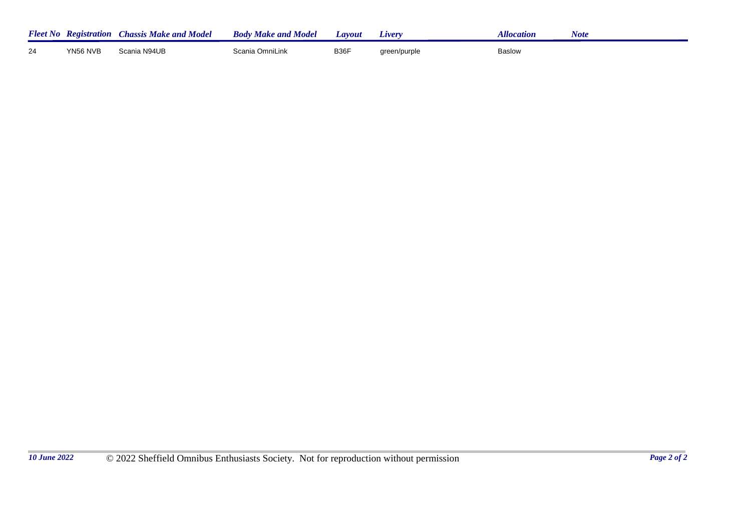| *Fleet No* | *Registration* | *Chassis Make and Model* | *Body Make and Model* | *Layout* | *Livery* | *Allocation* | *Note* |
|---|---|---|---|---|---|---|---|
| 24 | YN56 NVB | Scania N94UB | Scania OmniLink | B36F | green/purple | Baslow | |

*10 June 2022* © 2022 Sheffield Omnibus Enthusiasts Society. Not for reproduction without permission